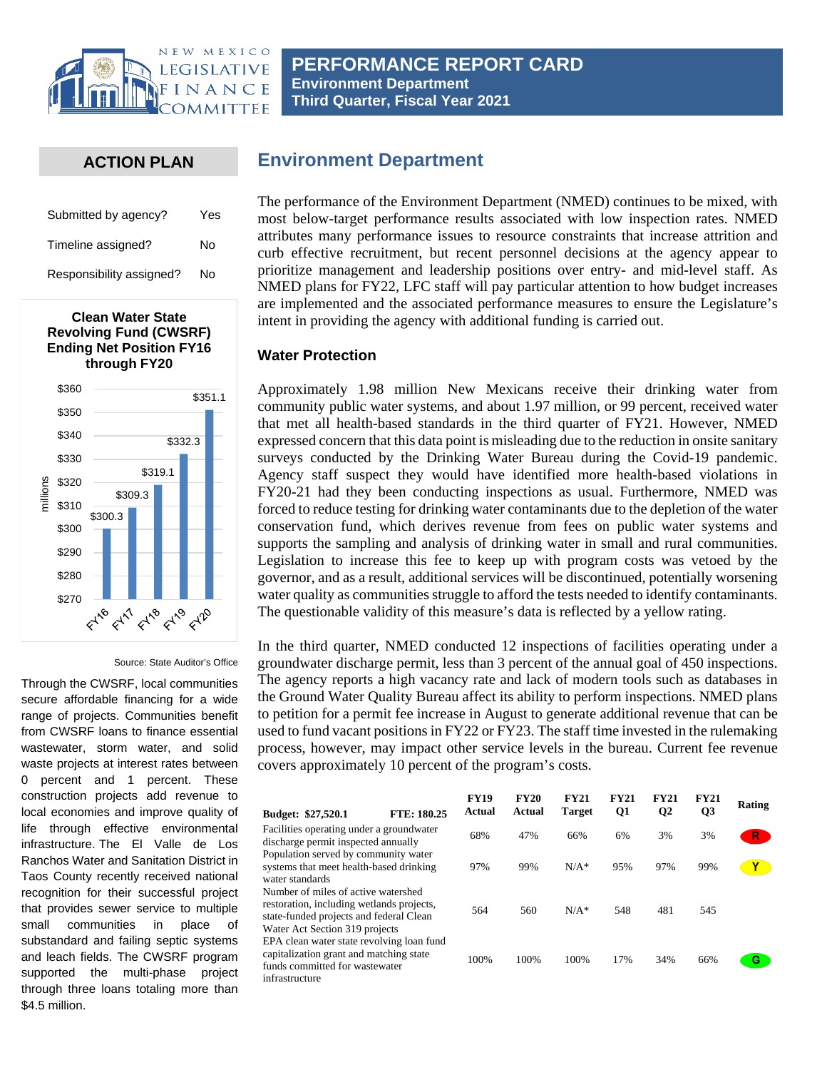# PERFORMANCE REPORT CARD

**Environment Department**
**Third Quarter, Fiscal Year 2021**

## ACTION PLAN

| | |
|---|---|
| Submitted by agency? | Yes |
| Timeline assigned? | No |
| Responsibility assigned? | No |

**Clean Water State Revolving Fund (CWSRF) Ending Net Position FY16 through FY20**

| Fiscal Year | Ending Net Position (millions) |
|---|---|
| FY16 | $300.3 |
| FY17 | $309.3 |
| FY18 | $319.1 |
| FY19 | $332.3 |
| FY20 | $351.1 |

Source: State Auditor's Office

Through the CWSRF, local communities secure affordable financing for a wide range of projects. Communities benefit from CWSRF loans to finance essential wastewater, storm water, and solid waste projects at interest rates between 0 percent and 1 percent. These construction projects add revenue to local economies and improve quality of life through effective environmental infrastructure. The El Valle de Los Ranchos Water and Sanitation District in Taos County recently received national recognition for their successful project that provides sewer service to multiple small communities in place of substandard and failing septic systems and leach fields. The CWSRF program supported the multi-phase project through three loans totaling more than $4.5 million.

## Environment Department

The performance of the Environment Department (NMED) continues to be mixed, with most below-target performance results associated with low inspection rates. NMED attributes many performance issues to resource constraints that increase attrition and curb effective recruitment, but recent personnel decisions at the agency appear to prioritize management and leadership positions over entry- and mid-level staff. As NMED plans for FY22, LFC staff will pay particular attention to how budget increases are implemented and the associated performance measures to ensure the Legislature's intent in providing the agency with additional funding is carried out.

### Water Protection

Approximately 1.98 million New Mexicans receive their drinking water from community public water systems, and about 1.97 million, or 99 percent, received water that met all health-based standards in the third quarter of FY21. However, NMED expressed concern that this data point is misleading due to the reduction in onsite sanitary surveys conducted by the Drinking Water Bureau during the Covid-19 pandemic. Agency staff suspect they would have identified more health-based violations in FY20-21 had they been conducting inspections as usual. Furthermore, NMED was forced to reduce testing for drinking water contaminants due to the depletion of the water conservation fund, which derives revenue from fees on public water systems and supports the sampling and analysis of drinking water in small and rural communities. Legislation to increase this fee to keep up with program costs was vetoed by the governor, and as a result, additional services will be discontinued, potentially worsening water quality as communities struggle to afford the tests needed to identify contaminants. The questionable validity of this measure's data is reflected by a yellow rating.

In the third quarter, NMED conducted 12 inspections of facilities operating under a groundwater discharge permit, less than 3 percent of the annual goal of 450 inspections. The agency reports a high vacancy rate and lack of modern tools such as databases in the Ground Water Quality Bureau affect its ability to perform inspections. NMED plans to petition for a permit fee increase in August to generate additional revenue that can be used to fund vacant positions in FY22 or FY23. The staff time invested in the rulemaking process, however, may impact other service levels in the bureau. Current fee revenue covers approximately 10 percent of the program's costs.

| Budget: $27,520.1 FTE: 180.25 | FY19 Actual | FY20 Actual | FY21 Target | FY21 Q1 | FY21 Q2 | FY21 Q3 | Rating |
|---|---|---|---|---|---|---|---|
| Facilities operating under a groundwater discharge permit inspected annually | 68% | 47% | 66% | 6% | 3% | 3% | R |
| Population served by community water systems that meet health-based drinking water standards | 97% | 99% | N/A* | 95% | 97% | 99% | Y |
| Number of miles of active watershed restoration, including wetlands projects, state-funded projects and federal Clean Water Act Section 319 projects | 564 | 560 | N/A* | 548 | 481 | 545 | |
| EPA clean water state revolving loan fund capitalization grant and matching state funds committed for wastewater infrastructure | 100% | 100% | 100% | 17% | 34% | 66% | G |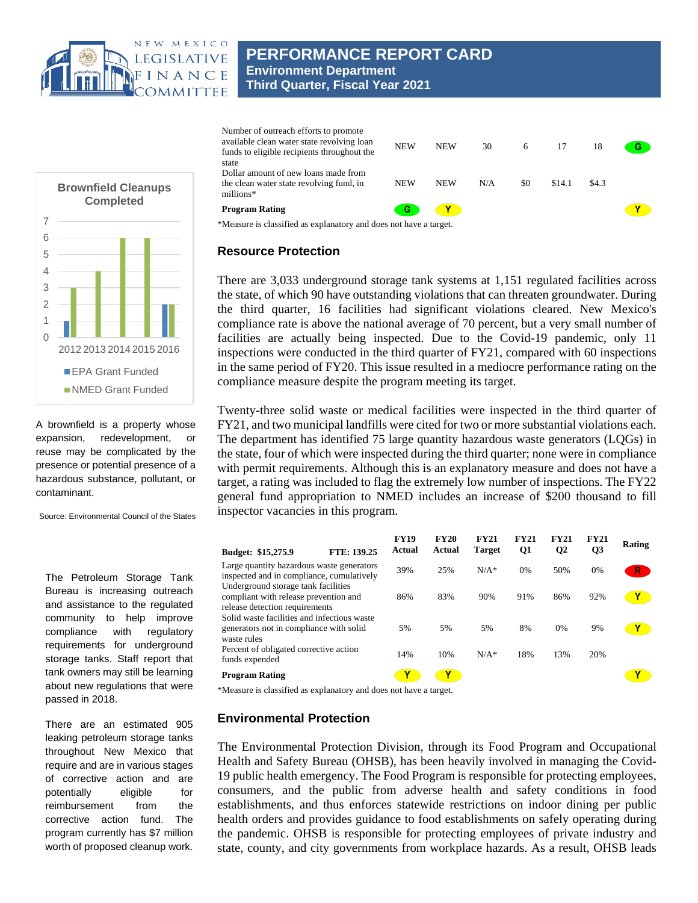| | FY19 Actual | FY20 Actual | FY21 Target | FY21 Q1 | FY21 Q2 | FY21 Q3 | Rating |
|---|---|---|---|---|---|---|---|
| Number of outreach efforts to promote available clean water state revolving loan funds to eligible recipients throughout the state | NEW | NEW | 30 | 6 | 17 | 18 | G |
| Dollar amount of new loans made from the clean water state revolving fund, in millions* | NEW | NEW | N/A | $0 | $14.1 | $4.3 | |
| **Program Rating** | G | Y | | | | | Y |

*Measure is classified as explanatory and does not have a target.

**Brownfield Cleanups Completed**

| Year | EPA Grant Funded | NMED Grant Funded |
|---|---|---|
| 2012 | 1 | 3 |
| 2013 | | 4 |
| 2014 | | 6 |
| 2015 | | 6 |
| 2016 | 2 | 2 |

A brownfield is a property whose expansion, redevelopment, or reuse may be complicated by the presence or potential presence of a hazardous substance, pollutant, or contaminant.

Source: Environmental Council of the States

The Petroleum Storage Tank Bureau is increasing outreach and assistance to the regulated community to help improve compliance with regulatory requirements for underground storage tanks. Staff report that tank owners may still be learning about new regulations that were passed in 2018.

There are an estimated 905 leaking petroleum storage tanks throughout New Mexico that require and are in various stages of corrective action and are potentially eligible for reimbursement from the corrective action fund. The program currently has $7 million worth of proposed cleanup work.

## Resource Protection

There are 3,033 underground storage tank systems at 1,151 regulated facilities across the state, of which 90 have outstanding violations that can threaten groundwater. During the third quarter, 16 facilities had significant violations cleared. New Mexico's compliance rate is above the national average of 70 percent, but a very small number of facilities are actually being inspected. Due to the Covid-19 pandemic, only 11 inspections were conducted in the third quarter of FY21, compared with 60 inspections in the same period of FY20. This issue resulted in a mediocre performance rating on the compliance measure despite the program meeting its target.

Twenty-three solid waste or medical facilities were inspected in the third quarter of FY21, and two municipal landfills were cited for two or more substantial violations each. The department has identified 75 large quantity hazardous waste generators (LQGs) in the state, four of which were inspected during the third quarter; none were in compliance with permit requirements. Although this is an explanatory measure and does not have a target, a rating was included to flag the extremely low number of inspections. The FY22 general fund appropriation to NMED includes an increase of $200 thousand to fill inspector vacancies in this program.

| Budget: $15,275.9 FTE: 139.25 | FY19 Actual | FY20 Actual | FY21 Target | FY21 Q1 | FY21 Q2 | FY21 Q3 | Rating |
|---|---|---|---|---|---|---|---|
| Large quantity hazardous waste generators inspected and in compliance, cumulatively | 39% | 25% | N/A* | 0% | 50% | 0% | R |
| Underground storage tank facilities compliant with release prevention and release detection requirements | 86% | 83% | 90% | 91% | 86% | 92% | Y |
| Solid waste facilities and infectious waste generators not in compliance with solid waste rules | 5% | 5% | 5% | 8% | 0% | 9% | Y |
| Percent of obligated corrective action funds expended | 14% | 10% | N/A* | 18% | 13% | 20% | |
| **Program Rating** | Y | Y | | | | | Y |

*Measure is classified as explanatory and does not have a target.

## Environmental Protection

The Environmental Protection Division, through its Food Program and Occupational Health and Safety Bureau (OHSB), has been heavily involved in managing the Covid-19 public health emergency. The Food Program is responsible for protecting employees, consumers, and the public from adverse health and safety conditions in food establishments, and thus enforces statewide restrictions on indoor dining per public health orders and provides guidance to food establishments on safely operating during the pandemic. OHSB is responsible for protecting employees of private industry and state, county, and city governments from workplace hazards. As a result, OHSB leads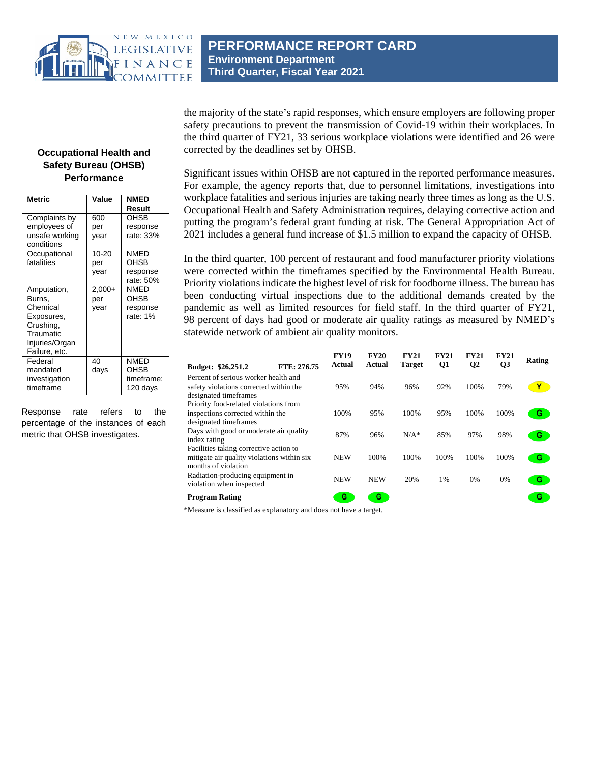Occupational Health and Safety Bureau (OHSB) Performance

| Metric | Value | NMED Result |
|---|---|---|
| Complaints by employees of unsafe working conditions | 600 per year | OHSB response rate: 33% |
| Occupational fatalities | 10-20 per year | NMED OHSB response rate: 50% |
| Amputation, Burns, Chemical Exposures, Crushing, Traumatic Injuries/Organ Failure, etc. | 2,000+ per year | NMED OHSB response rate: 1% |
| Federal mandated investigation timeframe | 40 days | NMED OHSB timeframe: 120 days |

Response rate refers to the percentage of the instances of each metric that OHSB investigates.

the majority of the state's rapid responses, which ensure employers are following proper safety precautions to prevent the transmission of Covid-19 within their workplaces. In the third quarter of FY21, 33 serious workplace violations were identified and 26 were corrected by the deadlines set by OHSB.

Significant issues within OHSB are not captured in the reported performance measures. For example, the agency reports that, due to personnel limitations, investigations into workplace fatalities and serious injuries are taking nearly three times as long as the U.S. Occupational Health and Safety Administration requires, delaying corrective action and putting the program's federal grant funding at risk. The General Appropriation Act of 2021 includes a general fund increase of $1.5 million to expand the capacity of OHSB.

In the third quarter, 100 percent of restaurant and food manufacturer priority violations were corrected within the timeframes specified by the Environmental Health Bureau. Priority violations indicate the highest level of risk for foodborne illness. The bureau has been conducting virtual inspections due to the additional demands created by the pandemic as well as limited resources for field staff. In the third quarter of FY21, 98 percent of days had good or moderate air quality ratings as measured by NMED's statewide network of ambient air quality monitors.

| **Budget: $26,251.2** **FTE: 276.75** | **FY19 Actual** | **FY20 Actual** | **FY21 Target** | **FY21 Q1** | **FY21 Q2** | **FY21 Q3** | **Rating** |
|---|---|---|---|---|---|---|---|
| Percent of serious worker health and safety violations corrected within the designated timeframes | 95% | 94% | 96% | 92% | 100% | 79% | Y |
| Priority food-related violations from inspections corrected within the designated timeframes | 100% | 95% | 100% | 95% | 100% | 100% | G |
| Days with good or moderate air quality index rating | 87% | 96% | N/A* | 85% | 97% | 98% | G |
| Facilities taking corrective action to mitigate air quality violations within six months of violation | NEW | 100% | 100% | 100% | 100% | 100% | G |
| Radiation-producing equipment in violation when inspected | NEW | NEW | 20% | 1% | 0% | 0% | G |
| **Program Rating** | G | G | | | | | G |

*Measure is classified as explanatory and does not have a target.